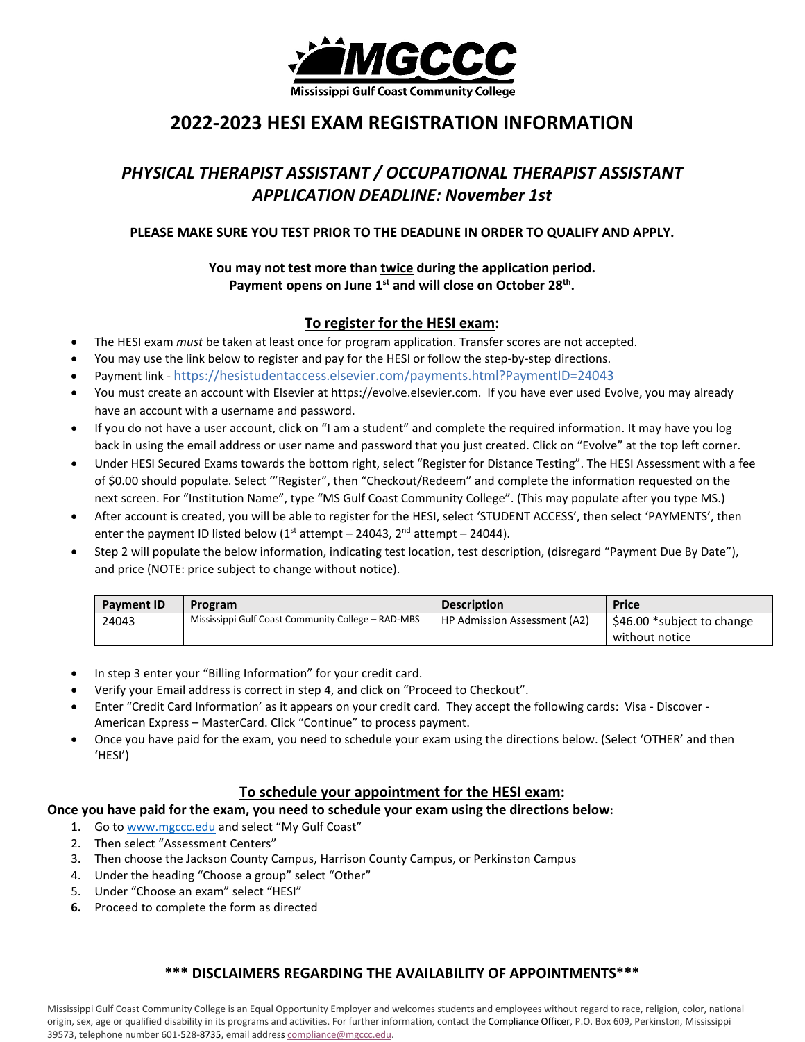**MGCCC**
Mississippi Gulf Coast Community College

# 2022-2023 HESI EXAM REGISTRATION INFORMATION

## *PHYSICAL THERAPIST ASSISTANT / OCCUPATIONAL THERAPIST ASSISTANT APPLICATION DEADLINE: November 1st*

**PLEASE MAKE SURE YOU TEST PRIOR TO THE DEADLINE IN ORDER TO QUALIFY AND APPLY.**

**You may not test more than twice during the application period.**
**Payment opens on June 1st and will close on October 28th.**

### To register for the HESI exam:

- The HESI exam *must* be taken at least once for program application. Transfer scores are not accepted.
- You may use the link below to register and pay for the HESI or follow the step-by-step directions.
- Payment link - https://hesistudentaccess.elsevier.com/payments.html?PaymentID=24043
- You must create an account with Elsevier at https://evolve.elsevier.com. If you have ever used Evolve, you may already have an account with a username and password.
- If you do not have a user account, click on "I am a student" and complete the required information. It may have you log back in using the email address or user name and password that you just created. Click on "Evolve" at the top left corner.
- Under HESI Secured Exams towards the bottom right, select "Register for Distance Testing". The HESI Assessment with a fee of $0.00 should populate. Select '"Register", then "Checkout/Redeem" and complete the information requested on the next screen. For "Institution Name", type "MS Gulf Coast Community College". (This may populate after you type MS.)
- After account is created, you will be able to register for the HESI, select 'STUDENT ACCESS', then select 'PAYMENTS', then enter the payment ID listed below (1st attempt – 24043, 2nd attempt – 24044).
- Step 2 will populate the below information, indicating test location, test description, (disregard "Payment Due By Date"), and price (NOTE: price subject to change without notice).

| Payment ID | Program | Description | Price |
|---|---|---|---|
| 24043 | Mississippi Gulf Coast Community College – RAD-MBS | HP Admission Assessment (A2) | $46.00 *subject to change without notice |

- In step 3 enter your "Billing Information" for your credit card.
- Verify your Email address is correct in step 4, and click on "Proceed to Checkout".
- Enter "Credit Card Information" as it appears on your credit card. They accept the following cards: Visa - Discover - American Express – MasterCard. Click "Continue" to process payment.
- Once you have paid for the exam, you need to schedule your exam using the directions below. (Select 'OTHER' and then 'HESI')

### To schedule your appointment for the HESI exam:

**Once you have paid for the exam, you need to schedule your exam using the directions below:**

1. Go to www.mgccc.edu and select "My Gulf Coast"
2. Then select "Assessment Centers"
3. Then choose the Jackson County Campus, Harrison County Campus, or Perkinston Campus
4. Under the heading "Choose a group" select "Other"
5. Under "Choose an exam" select "HESI"
6. Proceed to complete the form as directed

**\*\*\* DISCLAIMERS REGARDING THE AVAILABILITY OF APPOINTMENTS\*\*\***

Mississippi Gulf Coast Community College is an Equal Opportunity Employer and welcomes students and employees without regard to race, religion, color, national origin, sex, age or qualified disability in its programs and activities. For further information, contact the Compliance Officer, P.O. Box 609, Perkinston, Mississippi 39573, telephone number 601-528-8735, email address compliance@mgccc.edu.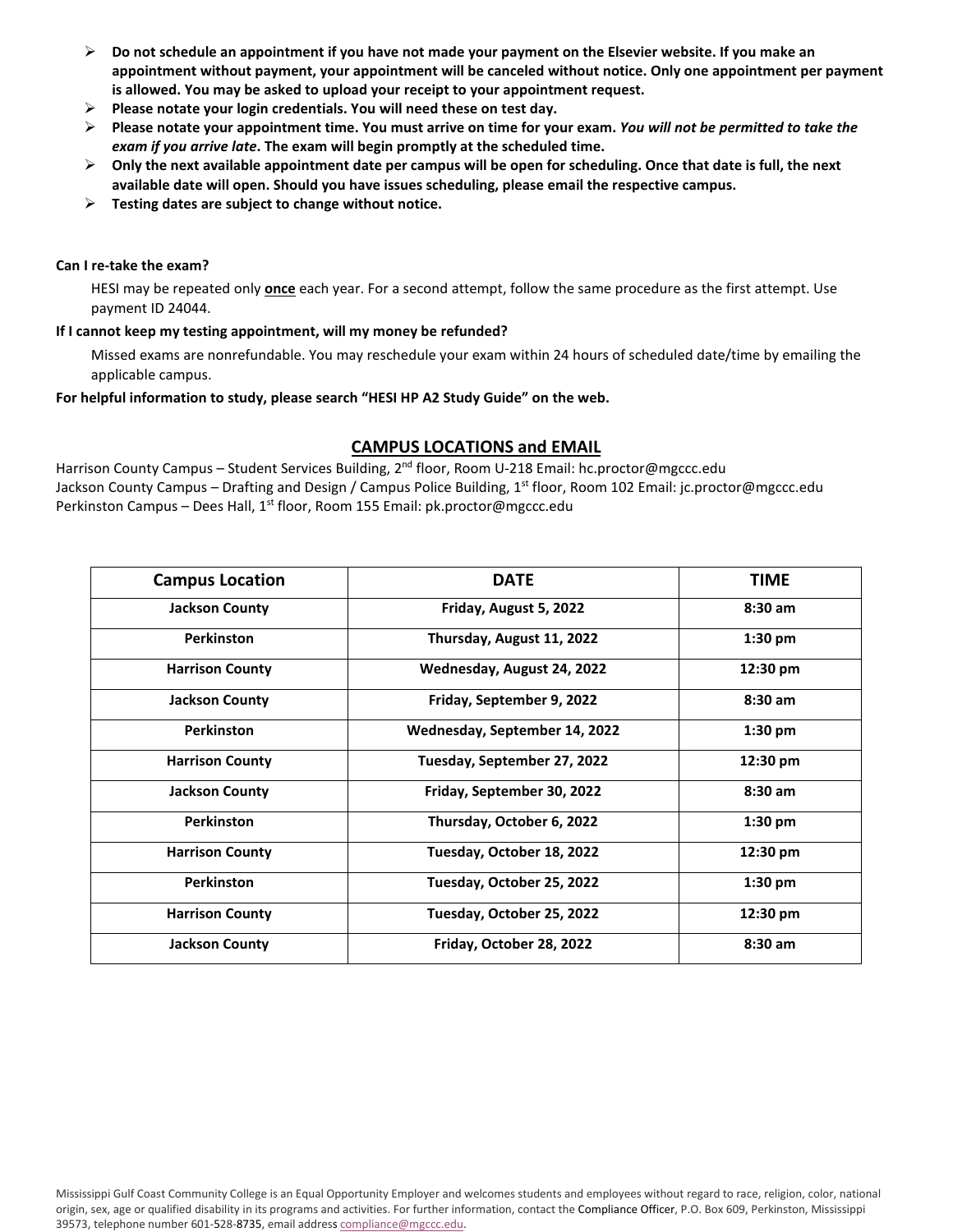- **Do not schedule an appointment if you have not made your payment on the Elsevier website. If you make an appointment without payment, your appointment will be canceled without notice. Only one appointment per payment is allowed. You may be asked to upload your receipt to your appointment request.**
- **Please notate your login credentials. You will need these on test day.**
- **Please notate your appointment time. You must arrive on time for your exam.** ***You will not be permitted to take the exam if you arrive late*****. The exam will begin promptly at the scheduled time.**
- **Only the next available appointment date per campus will be open for scheduling. Once that date is full, the next available date will open. Should you have issues scheduling, please email the respective campus.**
- **Testing dates are subject to change without notice.**

**Can I re-take the exam?**

HESI may be repeated only **once** each year. For a second attempt, follow the same procedure as the first attempt. Use payment ID 24044.

**If I cannot keep my testing appointment, will my money be refunded?**

Missed exams are nonrefundable. You may reschedule your exam within 24 hours of scheduled date/time by emailing the applicable campus.

**For helpful information to study, please search "HESI HP A2 Study Guide" on the web.**

## CAMPUS LOCATIONS and EMAIL

Harrison County Campus – Student Services Building, 2nd floor, Room U-218 Email: hc.proctor@mgccc.edu
Jackson County Campus – Drafting and Design / Campus Police Building, 1st floor, Room 102 Email: jc.proctor@mgccc.edu
Perkinston Campus – Dees Hall, 1st floor, Room 155 Email: pk.proctor@mgccc.edu

| Campus Location | DATE | TIME |
|---|---|---|
| Jackson County | Friday, August 5, 2022 | 8:30 am |
| Perkinston | Thursday, August 11, 2022 | 1:30 pm |
| Harrison County | Wednesday, August 24, 2022 | 12:30 pm |
| Jackson County | Friday, September 9, 2022 | 8:30 am |
| Perkinston | Wednesday, September 14, 2022 | 1:30 pm |
| Harrison County | Tuesday, September 27, 2022 | 12:30 pm |
| Jackson County | Friday, September 30, 2022 | 8:30 am |
| Perkinston | Thursday, October 6, 2022 | 1:30 pm |
| Harrison County | Tuesday, October 18, 2022 | 12:30 pm |
| Perkinston | Tuesday, October 25, 2022 | 1:30 pm |
| Harrison County | Tuesday, October 25, 2022 | 12:30 pm |
| Jackson County | Friday, October 28, 2022 | 8:30 am |

Mississippi Gulf Coast Community College is an Equal Opportunity Employer and welcomes students and employees without regard to race, religion, color, national origin, sex, age or qualified disability in its programs and activities. For further information, contact the Compliance Officer, P.O. Box 609, Perkinston, Mississippi 39573, telephone number 601-528-8735, email address compliance@mgccc.edu.